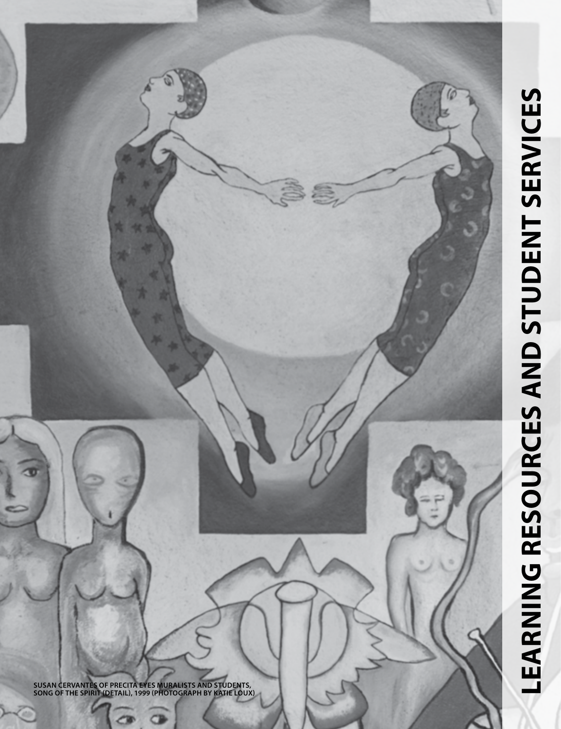# LEARNING RESOURCES AND STUDENT SERVICES

SUSAN CERVANTES OF PRECITA EYES MURALISTS AND STUDENTS, SONG OF THE SPIRIT (DETAIL), 1999 (PHOTOGRAPH BY KATIE LOUX)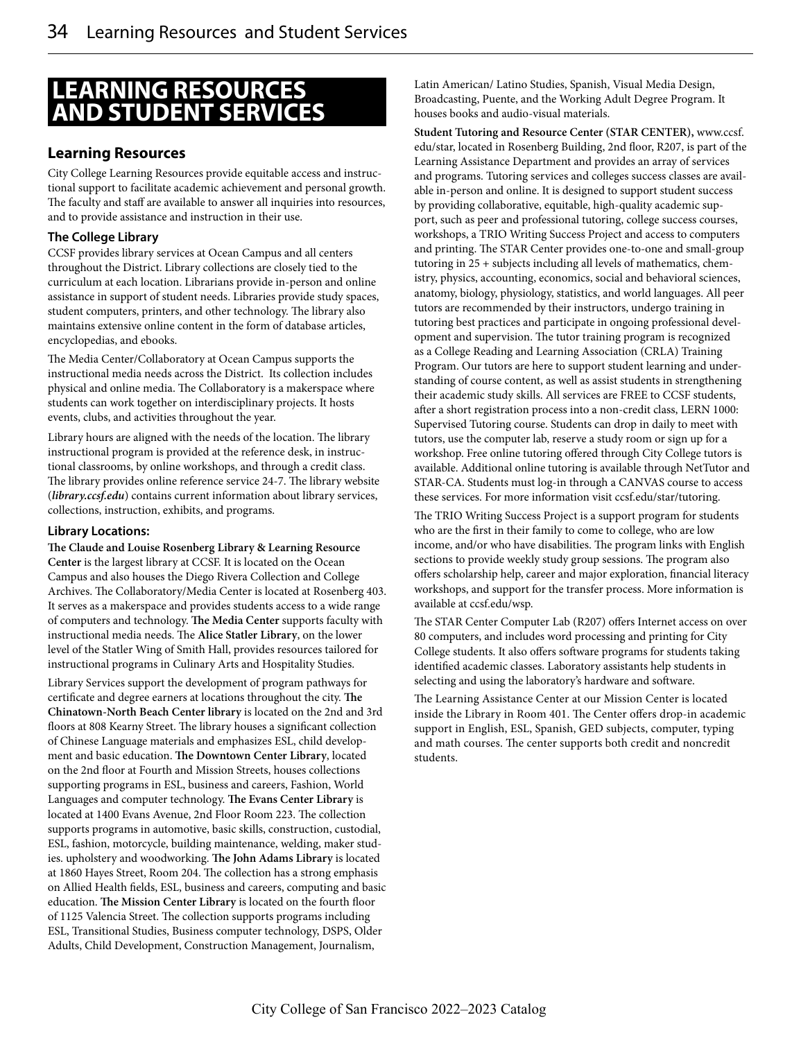# LEARNING RESOURCES AND STUDENT SERVICES

## Learning Resources

City College Learning Resources provide equitable access and instructional support to facilitate academic achievement and personal growth. The faculty and staff are available to answer all inquiries into resources, and to provide assistance and instruction in their use.

### The College Library

CCSF provides library services at Ocean Campus and all centers throughout the District. Library collections are closely tied to the curriculum at each location. Librarians provide in-person and online assistance in support of student needs. Libraries provide study spaces, student computers, printers, and other technology. The library also maintains extensive online content in the form of database articles, encyclopedias, and ebooks.

The Media Center/Collaboratory at Ocean Campus supports the instructional media needs across the District. Its collection includes physical and online media. The Collaboratory is a makerspace where students can work together on interdisciplinary projects. It hosts events, clubs, and activities throughout the year.

Library hours are aligned with the needs of the location. The library instructional program is provided at the reference desk, in instructional classrooms, by online workshops, and through a credit class. The library provides online reference service 24-7. The library website (***library.ccsf.edu***) contains current information about library services, collections, instruction, exhibits, and programs.

### Library Locations:

**The Claude and Louise Rosenberg Library & Learning Resource Center** is the largest library at CCSF. It is located on the Ocean Campus and also houses the Diego Rivera Collection and College Archives. The Collaboratory/Media Center is located at Rosenberg 403. It serves as a makerspace and provides students access to a wide range of computers and technology. **The Media Center** supports faculty with instructional media needs. The **Alice Statler Library**, on the lower level of the Statler Wing of Smith Hall, provides resources tailored for instructional programs in Culinary Arts and Hospitality Studies.

Library Services support the development of program pathways for certificate and degree earners at locations throughout the city. **The Chinatown-North Beach Center library** is located on the 2nd and 3rd floors at 808 Kearny Street. The library houses a significant collection of Chinese Language materials and emphasizes ESL, child development and basic education. **The Downtown Center Library**, located on the 2nd floor at Fourth and Mission Streets, houses collections supporting programs in ESL, business and careers, Fashion, World Languages and computer technology. **The Evans Center Library** is located at 1400 Evans Avenue, 2nd Floor Room 223. The collection supports programs in automotive, basic skills, construction, custodial, ESL, fashion, motorcycle, building maintenance, welding, maker studies. upholstery and woodworking. **The John Adams Library** is located at 1860 Hayes Street, Room 204. The collection has a strong emphasis on Allied Health fields, ESL, business and careers, computing and basic education. **The Mission Center Library** is located on the fourth floor of 1125 Valencia Street. The collection supports programs including ESL, Transitional Studies, Business computer technology, DSPS, Older Adults, Child Development, Construction Management, Journalism, Latin American/ Latino Studies, Spanish, Visual Media Design, Broadcasting, Puente, and the Working Adult Degree Program. It houses books and audio-visual materials.

**Student Tutoring and Resource Center (STAR CENTER),** www.ccsf.edu/star, located in Rosenberg Building, 2nd floor, R207, is part of the Learning Assistance Department and provides an array of services and programs. Tutoring services and colleges success classes are available in-person and online. It is designed to support student success by providing collaborative, equitable, high-quality academic support, such as peer and professional tutoring, college success courses, workshops, a TRIO Writing Success Project and access to computers and printing. The STAR Center provides one-to-one and small-group tutoring in 25 + subjects including all levels of mathematics, chemistry, physics, accounting, economics, social and behavioral sciences, anatomy, biology, physiology, statistics, and world languages. All peer tutors are recommended by their instructors, undergo training in tutoring best practices and participate in ongoing professional development and supervision. The tutor training program is recognized as a College Reading and Learning Association (CRLA) Training Program. Our tutors are here to support student learning and understanding of course content, as well as assist students in strengthening their academic study skills. All services are FREE to CCSF students, after a short registration process into a non-credit class, LERN 1000: Supervised Tutoring course. Students can drop in daily to meet with tutors, use the computer lab, reserve a study room or sign up for a workshop. Free online tutoring offered through City College tutors is available. Additional online tutoring is available through NetTutor and STAR-CA. Students must log-in through a CANVAS course to access these services. For more information visit ccsf.edu/star/tutoring.

The TRIO Writing Success Project is a support program for students who are the first in their family to come to college, who are low income, and/or who have disabilities. The program links with English sections to provide weekly study group sessions. The program also offers scholarship help, career and major exploration, financial literacy workshops, and support for the transfer process. More information is available at ccsf.edu/wsp.

The STAR Center Computer Lab (R207) offers Internet access on over 80 computers, and includes word processing and printing for City College students. It also offers software programs for students taking identified academic classes. Laboratory assistants help students in selecting and using the laboratory's hardware and software.

The Learning Assistance Center at our Mission Center is located inside the Library in Room 401. The Center offers drop-in academic support in English, ESL, Spanish, GED subjects, computer, typing and math courses. The center supports both credit and noncredit students.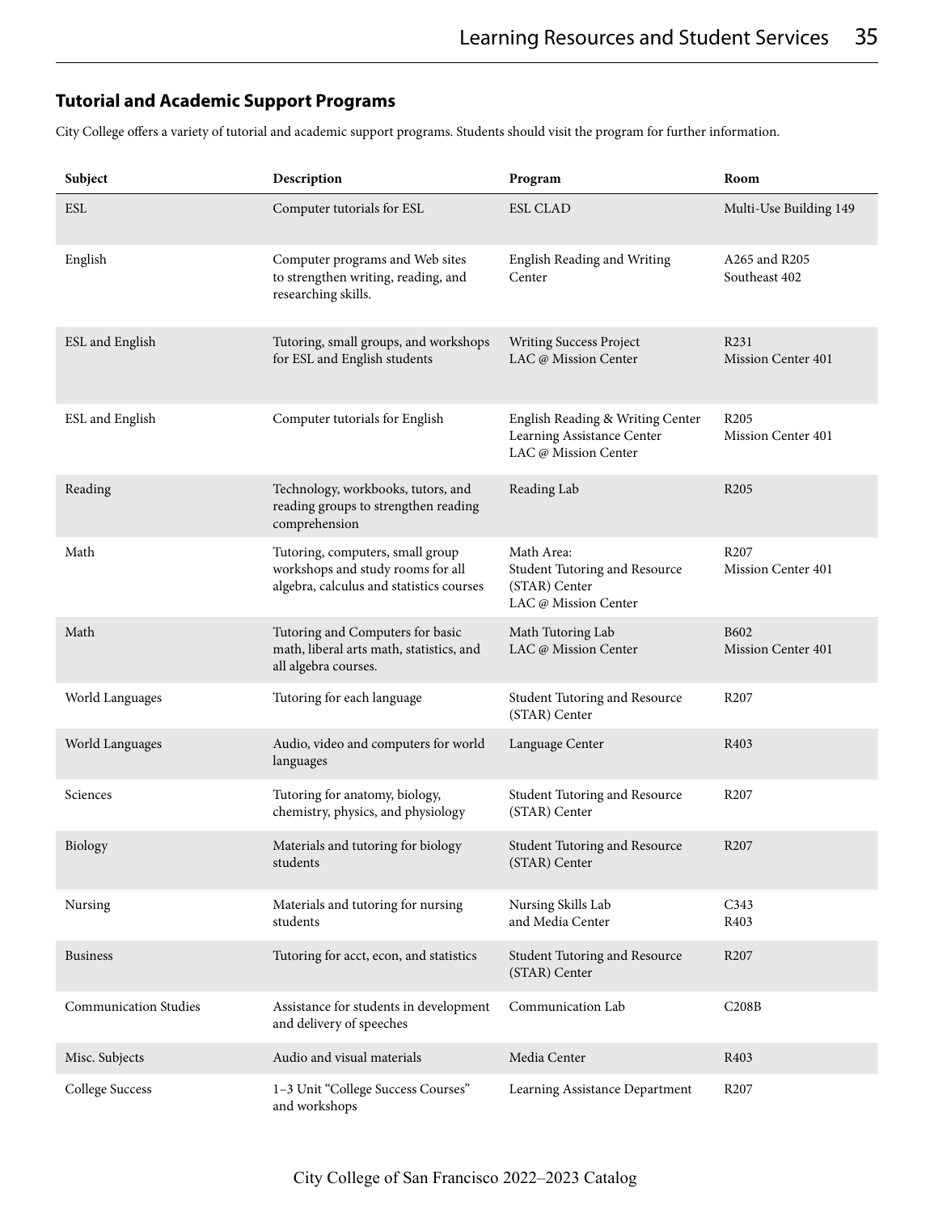## Tutorial and Academic Support Programs

City College offers a variety of tutorial and academic support programs. Students should visit the program for further information.

| Subject | Description | Program | Room |
|---|---|---|---|
| ESL | Computer tutorials for ESL | ESL CLAD | Multi-Use Building 149 |
| English | Computer programs and Web sites to strengthen writing, reading, and researching skills. | English Reading and Writing Center | A265 and R205<br>Southeast 402 |
| ESL and English | Tutoring, small groups, and workshops for ESL and English students | Writing Success Project<br>LAC @ Mission Center | R231<br>Mission Center 401 |
| ESL and English | Computer tutorials for English | English Reading & Writing Center<br>Learning Assistance Center<br>LAC @ Mission Center | R205<br>Mission Center 401 |
| Reading | Technology, workbooks, tutors, and reading groups to strengthen reading comprehension | Reading Lab | R205 |
| Math | Tutoring, computers, small group workshops and study rooms for all algebra, calculus and statistics courses | Math Area:<br>Student Tutoring and Resource (STAR) Center<br>LAC @ Mission Center | R207<br>Mission Center 401 |
| Math | Tutoring and Computers for basic math, liberal arts math, statistics, and all algebra courses. | Math Tutoring Lab<br>LAC @ Mission Center | B602<br>Mission Center 401 |
| World Languages | Tutoring for each language | Student Tutoring and Resource (STAR) Center | R207 |
| World Languages | Audio, video and computers for world languages | Language Center | R403 |
| Sciences | Tutoring for anatomy, biology, chemistry, physics, and physiology | Student Tutoring and Resource (STAR) Center | R207 |
| Biology | Materials and tutoring for biology students | Student Tutoring and Resource (STAR) Center | R207 |
| Nursing | Materials and tutoring for nursing students | Nursing Skills Lab<br>and Media Center | C343<br>R403 |
| Business | Tutoring for acct, econ, and statistics | Student Tutoring and Resource (STAR) Center | R207 |
| Communication Studies | Assistance for students in development and delivery of speeches | Communication Lab | C208B |
| Misc. Subjects | Audio and visual materials | Media Center | R403 |
| College Success | 1–3 Unit "College Success Courses" and workshops | Learning Assistance Department | R207 |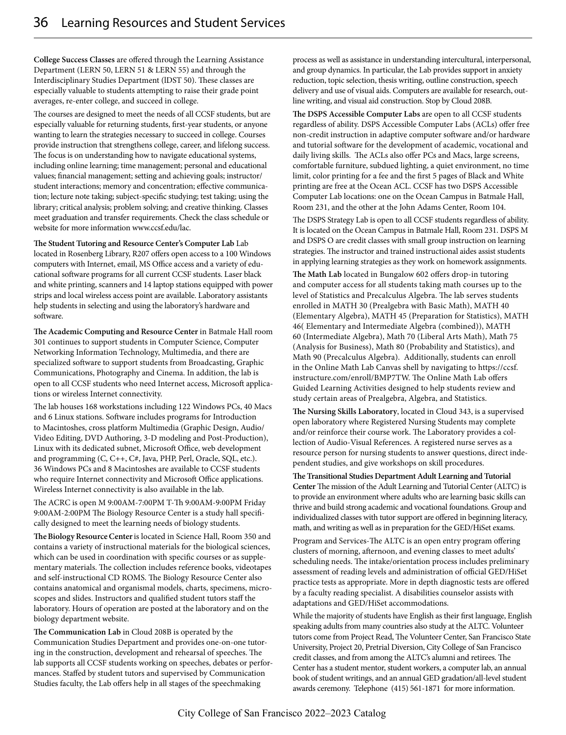**College Success Classes** are offered through the Learning Assistance Department (LERN 50, LERN 51 & LERN 55) and through the Interdisciplinary Studies Department (IDST 50). These classes are especially valuable to students attempting to raise their grade point averages, re-enter college, and succeed in college.

The courses are designed to meet the needs of all CCSF students, but are especially valuable for returning students, first-year students, or anyone wanting to learn the strategies necessary to succeed in college. Courses provide instruction that strengthens college, career, and lifelong success. The focus is on understanding how to navigate educational systems, including online learning; time management; personal and educational values; financial management; setting and achieving goals; instructor/student interactions; memory and concentration; effective communication; lecture note taking; subject-specific studying; test taking; using the library; critical analysis; problem solving; and creative thinking. Classes meet graduation and transfer requirements. Check the class schedule or website for more information www.ccsf.edu/lac.

**The Student Tutoring and Resource Center's Computer Lab** Lab located in Rosenberg Library, R207 offers open access to a 100 Windows computers with Internet, email, MS Office access and a variety of educational software programs for all current CCSF students. Laser black and white printing, scanners and 14 laptop stations equipped with power strips and local wireless access point are available. Laboratory assistants help students in selecting and using the laboratory's hardware and software.

**The Academic Computing and Resource Center** in Batmale Hall room 301 continues to support students in Computer Science, Computer Networking Information Technology, Multimedia, and there are specialized software to support students from Broadcasting, Graphic Communications, Photography and Cinema. In addition, the lab is open to all CCSF students who need Internet access, Microsoft applications or wireless Internet connectivity.

The lab houses 168 workstations including 122 Windows PCs, 40 Macs and 6 Linux stations. Software includes programs for Introduction to Macintoshes, cross platform Multimedia (Graphic Design, Audio/Video Editing, DVD Authoring, 3-D modeling and Post-Production), Linux with its dedicated subnet, Microsoft Office, web development and programming (C, C++, C#, Java, PHP, Perl, Oracle, SQL, etc.). 36 Windows PCs and 8 Macintoshes are available to CCSF students who require Internet connectivity and Microsoft Office applications. Wireless Internet connectivity is also available in the lab.

The ACRC is open M 9:00AM-7:00PM T-Th 9:00AM-9:00PM Friday 9:00AM-2:00PM The Biology Resource Center is a study hall specifically designed to meet the learning needs of biology students.

**The Biology Resource Center** is located in Science Hall, Room 350 and contains a variety of instructional materials for the biological sciences, which can be used in coordination with specific courses or as supplementary materials. The collection includes reference books, videotapes and self-instructional CD ROMS. The Biology Resource Center also contains anatomical and organismal models, charts, specimens, microscopes and slides. Instructors and qualified student tutors staff the laboratory. Hours of operation are posted at the laboratory and on the biology department website.

**The Communication Lab** in Cloud 208B is operated by the Communication Studies Department and provides one-on-one tutoring in the construction, development and rehearsal of speeches. The lab supports all CCSF students working on speeches, debates or performances. Staffed by student tutors and supervised by Communication Studies faculty, the Lab offers help in all stages of the speechmaking process as well as assistance in understanding intercultural, interpersonal, and group dynamics. In particular, the Lab provides support in anxiety reduction, topic selection, thesis writing, outline construction, speech delivery and use of visual aids. Computers are available for research, outline writing, and visual aid construction. Stop by Cloud 208B.

**The DSPS Accessible Computer Labs** are open to all CCSF students regardless of ability. DSPS Accessible Computer Labs (ACLs) offer free non-credit instruction in adaptive computer software and/or hardware and tutorial software for the development of academic, vocational and daily living skills. The ACLs also offer PCs and Macs, large screens, comfortable furniture, subdued lighting, a quiet environment, no time limit, color printing for a fee and the first 5 pages of Black and White printing are free at the Ocean ACL. CCSF has two DSPS Accessible Computer Lab locations: one on the Ocean Campus in Batmale Hall, Room 231, and the other at the John Adams Center, Room 104.

The DSPS Strategy Lab is open to all CCSF students regardless of ability. It is located on the Ocean Campus in Batmale Hall, Room 231. DSPS M and DSPS O are credit classes with small group instruction on learning strategies. The instructor and trained instructional aides assist students in applying learning strategies as they work on homework assignments.

**The Math Lab** located in Bungalow 602 offers drop-in tutoring and computer access for all students taking math courses up to the level of Statistics and Precalculus Algebra. The lab serves students enrolled in MATH 30 (Prealgebra with Basic Math), MATH 40 (Elementary Algebra), MATH 45 (Preparation for Statistics), MATH 46( Elementary and Intermediate Algebra (combined)), MATH 60 (Intermediate Algebra), Math 70 (Liberal Arts Math), Math 75 (Analysis for Business), Math 80 (Probability and Statistics), and Math 90 (Precalculus Algebra). Additionally, students can enroll in the Online Math Lab Canvas shell by navigating to https://ccsf.instructure.com/enroll/BMP7TW. The Online Math Lab offers Guided Learning Activities designed to help students review and study certain areas of Prealgebra, Algebra, and Statistics.

**The Nursing Skills Laboratory**, located in Cloud 343, is a supervised open laboratory where Registered Nursing Students may complete and/or reinforce their course work. The Laboratory provides a collection of Audio-Visual References. A registered nurse serves as a resource person for nursing students to answer questions, direct independent studies, and give workshops on skill procedures.

**The Transitional Studies Department Adult Learning and Tutorial Center** The mission of the Adult Learning and Tutorial Center (ALTC) is to provide an environment where adults who are learning basic skills can thrive and build strong academic and vocational foundations. Group and individualized classes with tutor support are offered in beginning literacy, math, and writing as well as in preparation for the GED/HiSet exams.

Program and Services-The ALTC is an open entry program offering clusters of morning, afternoon, and evening classes to meet adults' scheduling needs. The intake/orientation process includes preliminary assessment of reading levels and administration of official GED/HiSet practice tests as appropriate. More in depth diagnostic tests are offered by a faculty reading specialist. A disabilities counselor assists with adaptations and GED/HiSet accommodations.

While the majority of students have English as their first language, English speaking adults from many countries also study at the ALTC. Volunteer tutors come from Project Read, The Volunteer Center, San Francisco State University, Project 20, Pretrial Diversion, City College of San Francisco credit classes, and from among the ALTC's alumni and retirees. The Center has a student mentor, student workers, a computer lab, an annual book of student writings, and an annual GED gradation/all-level student awards ceremony. Telephone (415) 561-1871 for more information.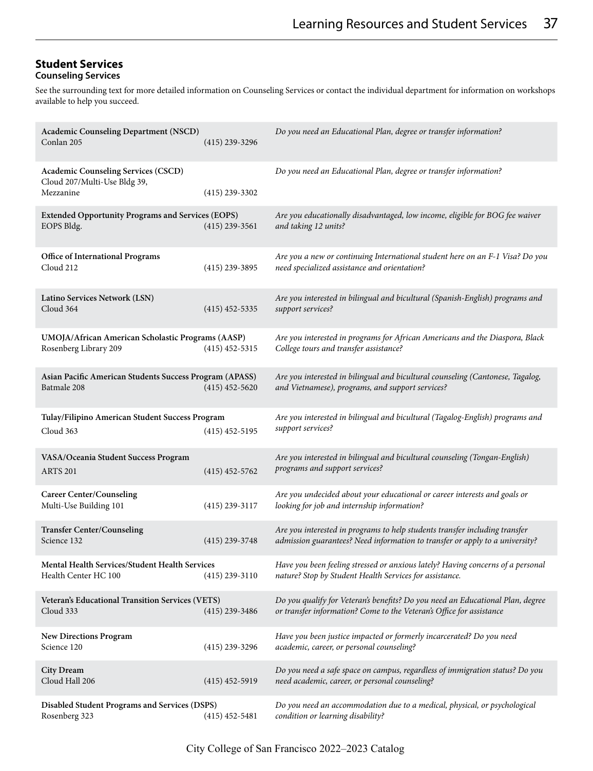## Student Services

### Counseling Services

See the surrounding text for more detailed information on Counseling Services or contact the individual department for information on workshops available to help you succeed.

| Department / Location | Phone | Description |
|---|---|---|
| **Academic Counseling Department (NSCD)**<br>Conlan 205 | (415) 239-3296 | *Do you need an Educational Plan, degree or transfer information?* |
| **Academic Counseling Services (CSCD)**<br>Cloud 207/Multi-Use Bldg 39, Mezzanine | (415) 239-3302 | *Do you need an Educational Plan, degree or transfer information?* |
| **Extended Opportunity Programs and Services (EOPS)**<br>EOPS Bldg. | (415) 239-3561 | *Are you educationally disadvantaged, low income, eligible for BOG fee waiver and taking 12 units?* |
| **Office of International Programs**<br>Cloud 212 | (415) 239-3895 | *Are you a new or continuing International student here on an F-1 Visa? Do you need specialized assistance and orientation?* |
| **Latino Services Network (LSN)**<br>Cloud 364 | (415) 452-5335 | *Are you interested in bilingual and bicultural (Spanish-English) programs and support services?* |
| **UMOJA/African American Scholastic Programs (AASP)**<br>Rosenberg Library 209 | (415) 452-5315 | *Are you interested in programs for African Americans and the Diaspora, Black College tours and transfer assistance?* |
| **Asian Pacific American Students Success Program (APASS)**<br>Batmale 208 | (415) 452-5620 | *Are you interested in bilingual and bicultural counseling (Cantonese, Tagalog, and Vietnamese), programs, and support services?* |
| **Tulay/Filipino American Student Success Program**<br>Cloud 363 | (415) 452-5195 | *Are you interested in bilingual and bicultural (Tagalog-English) programs and support services?* |
| **VASA/Oceania Student Success Program**<br>ARTS 201 | (415) 452-5762 | *Are you interested in bilingual and bicultural counseling (Tongan-English) programs and support services?* |
| **Career Center/Counseling**<br>Multi-Use Building 101 | (415) 239-3117 | *Are you undecided about your educational or career interests and goals or looking for job and internship information?* |
| **Transfer Center/Counseling**<br>Science 132 | (415) 239-3748 | *Are you interested in programs to help students transfer including transfer admission guarantees? Need information to transfer or apply to a university?* |
| **Mental Health Services/Student Health Services**<br>Health Center HC 100 | (415) 239-3110 | *Have you been feeling stressed or anxious lately? Having concerns of a personal nature? Stop by Student Health Services for assistance.* |
| **Veteran's Educational Transition Services (VETS)**<br>Cloud 333 | (415) 239-3486 | *Do you qualify for Veteran's benefits? Do you need an Educational Plan, degree or transfer information? Come to the Veteran's Office for assistance* |
| **New Directions Program**<br>Science 120 | (415) 239-3296 | *Have you been justice impacted or formerly incarcerated? Do you need academic, career, or personal counseling?* |
| **City Dream**<br>Cloud Hall 206 | (415) 452-5919 | *Do you need a safe space on campus, regardless of immigration status? Do you need academic, career, or personal counseling?* |
| **Disabled Student Programs and Services (DSPS)**<br>Rosenberg 323 | (415) 452-5481 | *Do you need an accommodation due to a medical, physical, or psychological condition or learning disability?* |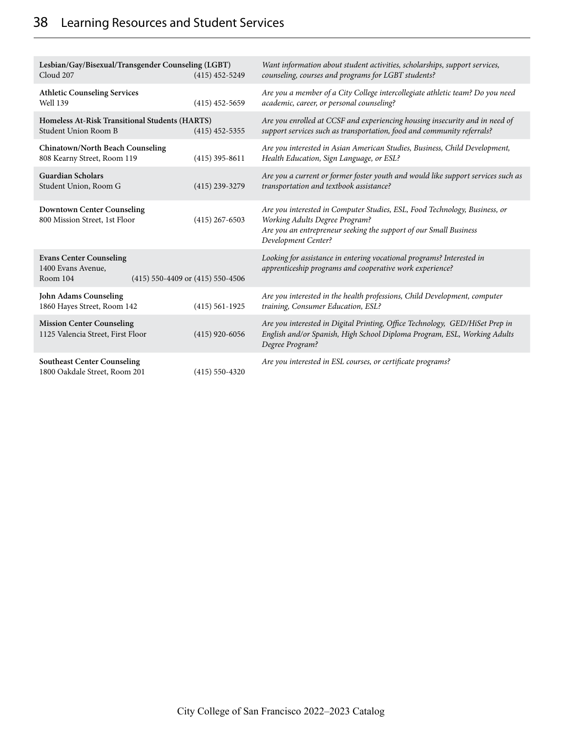| Service / Location | Phone | Description |
| --- | --- | --- |
| **Lesbian/Gay/Bisexual/Transgender Counseling (LGBT)**<br>Cloud 207 | (415) 452-5249 | *Want information about student activities, scholarships, support services, counseling, courses and programs for LGBT students?* |
| **Athletic Counseling Services**<br>Well 139 | (415) 452-5659 | *Are you a member of a City College intercollegiate athletic team? Do you need academic, career, or personal counseling?* |
| **Homeless At-Risk Transitional Students (HARTS)**<br>Student Union Room B | (415) 452-5355 | *Are you enrolled at CCSF and experiencing housing insecurity and in need of support services such as transportation, food and community referrals?* |
| **Chinatown/North Beach Counseling**<br>808 Kearny Street, Room 119 | (415) 395-8611 | *Are you interested in Asian American Studies, Business, Child Development, Health Education, Sign Language, or ESL?* |
| **Guardian Scholars**<br>Student Union, Room G | (415) 239-3279 | *Are you a current or former foster youth and would like support services such as transportation and textbook assistance?* |
| **Downtown Center Counseling**<br>800 Mission Street, 1st Floor | (415) 267-6503 | *Are you interested in Computer Studies, ESL, Food Technology, Business, or Working Adults Degree Program?*<br>*Are you an entrepreneur seeking the support of our Small Business Development Center?* |
| **Evans Center Counseling**<br>1400 Evans Avenue,<br>Room 104 | (415) 550-4409 or (415) 550-4506 | *Looking for assistance in entering vocational programs? Interested in apprenticeship programs and cooperative work experience?* |
| **John Adams Counseling**<br>1860 Hayes Street, Room 142 | (415) 561-1925 | *Are you interested in the health professions, Child Development, computer training, Consumer Education, ESL?* |
| **Mission Center Counseling**<br>1125 Valencia Street, First Floor | (415) 920-6056 | *Are you interested in Digital Printing, Office Technology, GED/HiSet Prep in English and/or Spanish, High School Diploma Program, ESL, Working Adults Degree Program?* |
| **Southeast Center Counseling**<br>1800 Oakdale Street, Room 201 | (415) 550-4320 | *Are you interested in ESL courses, or certificate programs?* |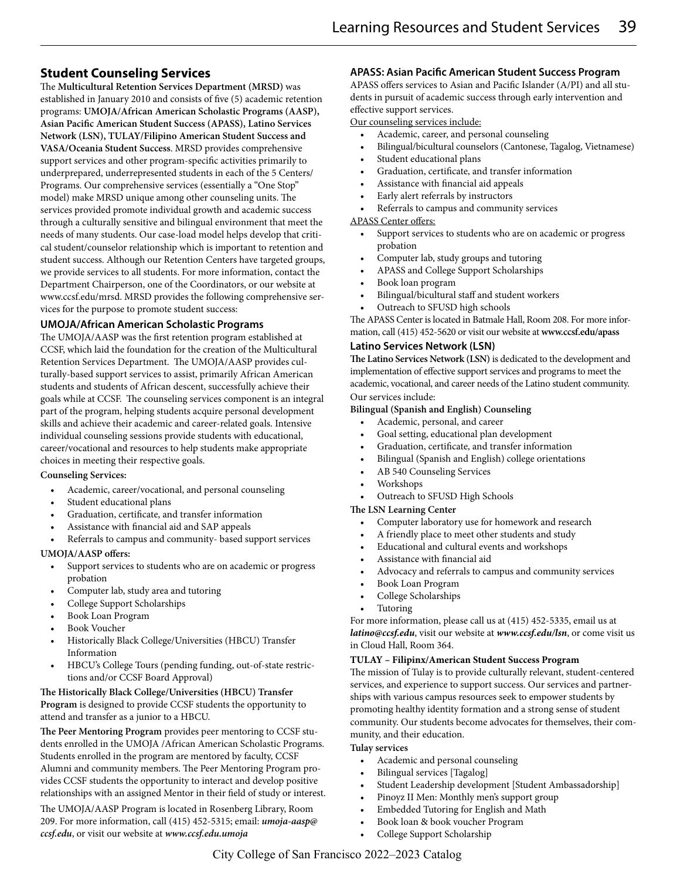## Student Counseling Services

The **Multicultural Retention Services Department (MRSD)** was established in January 2010 and consists of five (5) academic retention programs: **UMOJA/African American Scholastic Programs (AASP), Asian Pacific American Student Success (APASS), Latino Services Network (LSN), TULAY/Filipino American Student Success and VASA/Oceania Student Success**. MRSD provides comprehensive support services and other program-specific activities primarily to underprepared, underrepresented students in each of the 5 Centers/ Programs. Our comprehensive services (essentially a "One Stop" model) make MRSD unique among other counseling units. The services provided promote individual growth and academic success through a culturally sensitive and bilingual environment that meet the needs of many students. Our case-load model helps develop that critical student/counselor relationship which is important to retention and student success. Although our Retention Centers have targeted groups, we provide services to all students. For more information, contact the Department Chairperson, one of the Coordinators, or our website at www.ccsf.edu/mrsd. MRSD provides the following comprehensive services for the purpose to promote student success:

### UMOJA/African American Scholastic Programs

The UMOJA/AASP was the first retention program established at CCSF, which laid the foundation for the creation of the Multicultural Retention Services Department. The UMOJA/AASP provides culturally-based support services to assist, primarily African American students and students of African descent, successfully achieve their goals while at CCSF. The counseling services component is an integral part of the program, helping students acquire personal development skills and achieve their academic and career-related goals. Intensive individual counseling sessions provide students with educational, career/vocational and resources to help students make appropriate choices in meeting their respective goals.

**Counseling Services:**

- Academic, career/vocational, and personal counseling
- Student educational plans
- Graduation, certificate, and transfer information
- Assistance with financial aid and SAP appeals
- Referrals to campus and community- based support services

**UMOJA/AASP offers:**

- Support services to students who are on academic or progress probation
- Computer lab, study area and tutoring
- College Support Scholarships
- Book Loan Program
- Book Voucher
- Historically Black College/Universities (HBCU) Transfer Information
- HBCU's College Tours (pending funding, out-of-state restrictions and/or CCSF Board Approval)

**The Historically Black College/Universities (HBCU) Transfer Program** is designed to provide CCSF students the opportunity to attend and transfer as a junior to a HBCU.

**The Peer Mentoring Program** provides peer mentoring to CCSF students enrolled in the UMOJA /African American Scholastic Programs. Students enrolled in the program are mentored by faculty, CCSF Alumni and community members. The Peer Mentoring Program provides CCSF students the opportunity to interact and develop positive relationships with an assigned Mentor in their field of study or interest.

The UMOJA/AASP Program is located in Rosenberg Library, Room 209. For more information, call (415) 452-5315; email: ***umoja-aasp@ccsf.edu***, or visit our website at ***www.ccsf.edu.umoja***

### APASS: Asian Pacific American Student Success Program

APASS offers services to Asian and Pacific Islander (A/PI) and all students in pursuit of academic success through early intervention and effective support services.

<u>Our counseling services include:</u>

- Academic, career, and personal counseling
- Bilingual/bicultural counselors (Cantonese, Tagalog, Vietnamese)
- Student educational plans
- Graduation, certificate, and transfer information
- Assistance with financial aid appeals
- Early alert referrals by instructors
- Referrals to campus and community services

<u>APASS Center offers:</u>

- Support services to students who are on academic or progress probation
- Computer lab, study groups and tutoring
- APASS and College Support Scholarships
- Book loan program
- Bilingual/bicultural staff and student workers
- Outreach to SFUSD high schools

The APASS Center is located in Batmale Hall, Room 208. For more information, call (415) 452-5620 or visit our website at **www.ccsf.edu/apass**

### Latino Services Network (LSN)

**The Latino Services Network (LSN)** is dedicated to the development and implementation of effective support services and programs to meet the academic, vocational, and career needs of the Latino student community.

Our services include:

**Bilingual (Spanish and English) Counseling**

- Academic, personal, and career
- Goal setting, educational plan development
- Graduation, certificate, and transfer information
- Bilingual (Spanish and English) college orientations
- AB 540 Counseling Services
- Workshops
- Outreach to SFUSD High Schools

**The LSN Learning Center**

- Computer laboratory use for homework and research
- A friendly place to meet other students and study
- Educational and cultural events and workshops
- Assistance with financial aid
- Advocacy and referrals to campus and community services
- Book Loan Program
- College Scholarships
- Tutoring

For more information, please call us at (415) 452-5335, email us at ***latino@ccsf.edu***, visit our website at ***www.ccsf.edu/lsn***, or come visit us in Cloud Hall, Room 364.

**TULAY – Filipinx/American Student Success Program**

The mission of Tulay is to provide culturally relevant, student-centered services, and experience to support success. Our services and partnerships with various campus resources seek to empower students by promoting healthy identity formation and a strong sense of student community. Our students become advocates for themselves, their community, and their education.

**Tulay services**

- Academic and personal counseling
- Bilingual services [Tagalog]
- Student Leadership development [Student Ambassadorship]
- Pinoyz II Men: Monthly men's support group
- Embedded Tutoring for English and Math
- Book loan & book voucher Program
- College Support Scholarship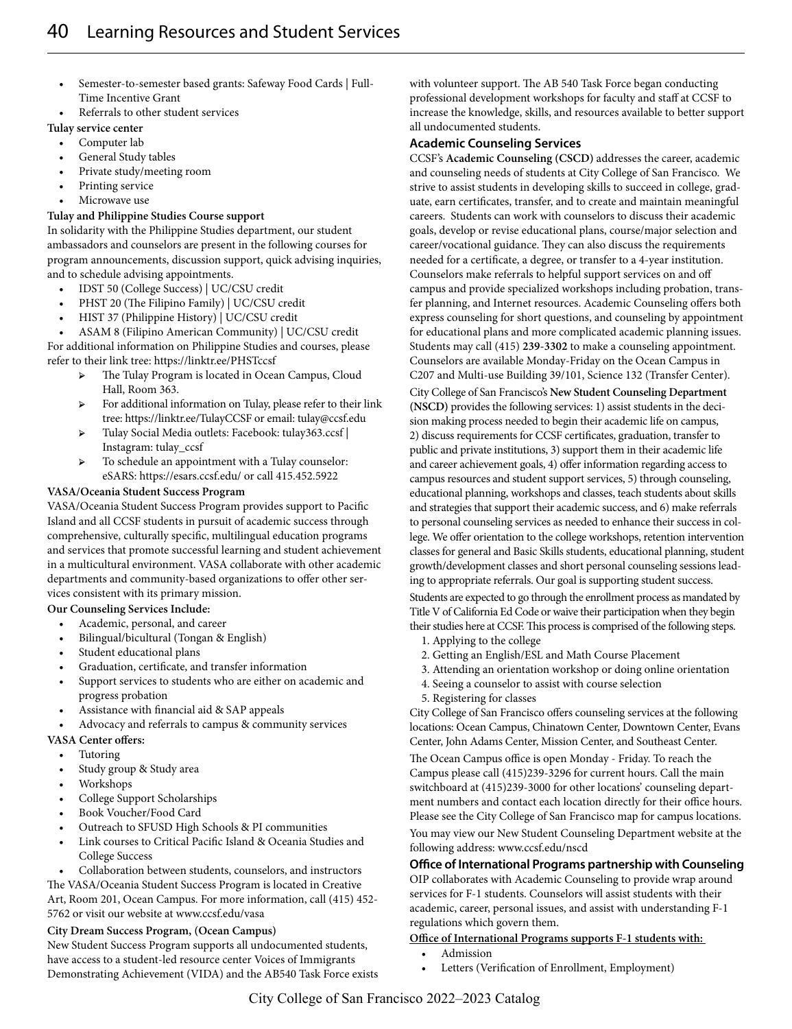- Semester-to-semester based grants: Safeway Food Cards | Full-Time Incentive Grant
- Referrals to other student services

**Tulay service center**

- Computer lab
- General Study tables
- Private study/meeting room
- Printing service
- Microwave use

**Tulay and Philippine Studies Course support**

In solidarity with the Philippine Studies department, our student ambassadors and counselors are present in the following courses for program announcements, discussion support, quick advising inquiries, and to schedule advising appointments.

- IDST 50 (College Success) | UC/CSU credit
- PHST 20 (The Filipino Family) | UC/CSU credit
- HIST 37 (Philippine History) | UC/CSU credit
- ASAM 8 (Filipino American Community) | UC/CSU credit

For additional information on Philippine Studies and courses, please refer to their link tree: https://linktr.ee/PHSTccsf

- The Tulay Program is located in Ocean Campus, Cloud Hall, Room 363.
- For additional information on Tulay, please refer to their link tree: https://linktr.ee/TulayCCSF or email: tulay@ccsf.edu
- Tulay Social Media outlets: Facebook: tulay363.ccsf | Instagram: tulay_ccsf
- To schedule an appointment with a Tulay counselor: eSARS: https://esars.ccsf.edu/ or call 415.452.5922

**VASA/Oceania Student Success Program**

VASA/Oceania Student Success Program provides support to Pacific Island and all CCSF students in pursuit of academic success through comprehensive, culturally specific, multilingual education programs and services that promote successful learning and student achievement in a multicultural environment. VASA collaborate with other academic departments and community-based organizations to offer other services consistent with its primary mission.

**Our Counseling Services Include:**

- Academic, personal, and career
- Bilingual/bicultural (Tongan & English)
- Student educational plans
- Graduation, certificate, and transfer information
- Support services to students who are either on academic and progress probation
- Assistance with financial aid & SAP appeals
- Advocacy and referrals to campus & community services

**VASA Center offers:**

- Tutoring
- Study group & Study area
- Workshops
- College Support Scholarships
- Book Voucher/Food Card
- Outreach to SFUSD High Schools & PI communities
- Link courses to Critical Pacific Island & Oceania Studies and College Success
- Collaboration between students, counselors, and instructors

The VASA/Oceania Student Success Program is located in Creative Art, Room 201, Ocean Campus. For more information, call (415) 452-5762 or visit our website at www.ccsf.edu/vasa

**City Dream Success Program, (Ocean Campus)**

New Student Success Program supports all undocumented students, have access to a student-led resource center Voices of Immigrants Demonstrating Achievement (VIDA) and the AB540 Task Force exists with volunteer support. The AB 540 Task Force began conducting professional development workshops for faculty and staff at CCSF to increase the knowledge, skills, and resources available to better support all undocumented students.

### Academic Counseling Services

CCSF's **Academic Counseling (CSCD)** addresses the career, academic and counseling needs of students at City College of San Francisco. We strive to assist students in developing skills to succeed in college, graduate, earn certificates, transfer, and to create and maintain meaningful careers. Students can work with counselors to discuss their academic goals, develop or revise educational plans, course/major selection and career/vocational guidance. They can also discuss the requirements needed for a certificate, a degree, or transfer to a 4-year institution. Counselors make referrals to helpful support services on and off campus and provide specialized workshops including probation, transfer planning, and Internet resources. Academic Counseling offers both express counseling for short questions, and counseling by appointment for educational plans and more complicated academic planning issues. Students may call (415) **239-3302** to make a counseling appointment. Counselors are available Monday-Friday on the Ocean Campus in C207 and Multi-use Building 39/101, Science 132 (Transfer Center).

City College of San Francisco's **New Student Counseling Department (NSCD)** provides the following services: 1) assist students in the decision making process needed to begin their academic life on campus, 2) discuss requirements for CCSF certificates, graduation, transfer to public and private institutions, 3) support them in their academic life and career achievement goals, 4) offer information regarding access to campus resources and student support services, 5) through counseling, educational planning, workshops and classes, teach students about skills and strategies that support their academic success, and 6) make referrals to personal counseling services as needed to enhance their success in college. We offer orientation to the college workshops, retention intervention classes for general and Basic Skills students, educational planning, student growth/development classes and short personal counseling sessions leading to appropriate referrals. Our goal is supporting student success.

Students are expected to go through the enrollment process as mandated by Title V of California Ed Code or waive their participation when they begin their studies here at CCSF. This process is comprised of the following steps.

1. Applying to the college
2. Getting an English/ESL and Math Course Placement
3. Attending an orientation workshop or doing online orientation
4. Seeing a counselor to assist with course selection
5. Registering for classes

City College of San Francisco offers counseling services at the following locations: Ocean Campus, Chinatown Center, Downtown Center, Evans Center, John Adams Center, Mission Center, and Southeast Center.

The Ocean Campus office is open Monday - Friday. To reach the Campus please call (415)239-3296 for current hours. Call the main switchboard at (415)239-3000 for other locations' counseling department numbers and contact each location directly for their office hours. Please see the City College of San Francisco map for campus locations.

You may view our New Student Counseling Department website at the following address: www.ccsf.edu/nscd

### Office of International Programs partnership with Counseling

OIP collaborates with Academic Counseling to provide wrap around services for F-1 students. Counselors will assist students with their academic, career, personal issues, and assist with understanding F-1 regulations which govern them.

**Office of International Programs supports F-1 students with:**

- Admission
- Letters (Verification of Enrollment, Employment)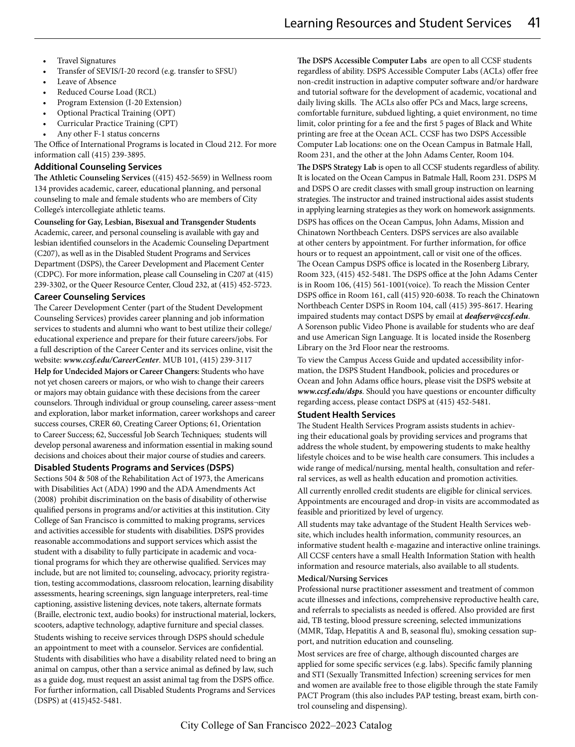- Travel Signatures
- Transfer of SEVIS/I-20 record (e.g. transfer to SFSU)
- Leave of Absence
- Reduced Course Load (RCL)
- Program Extension (I-20 Extension)
- Optional Practical Training (OPT)
- Curricular Practice Training (CPT)
- Any other F-1 status concerns

The Office of International Programs is located in Cloud 212. For more information call (415) 239-3895.

### Additional Counseling Services

**The Athletic Counseling Services** ((415) 452-5659) in Wellness room 134 provides academic, career, educational planning, and personal counseling to male and female students who are members of City College's intercollegiate athletic teams.

**Counseling for Gay, Lesbian, Bisexual and Transgender Students** Academic, career, and personal counseling is available with gay and lesbian identified counselors in the Academic Counseling Department (C207), as well as in the Disabled Student Programs and Services Department (DSPS), the Career Development and Placement Center (CDPC). For more information, please call Counseling in C207 at (415) 239-3302, or the Queer Resource Center, Cloud 232, at (415) 452-5723.

### Career Counseling Services

The Career Development Center (part of the Student Development Counseling Services) provides career planning and job information services to students and alumni who want to best utilize their college/educational experience and prepare for their future careers/jobs. For a full description of the Career Center and its services online, visit the website: ***www.ccsf.edu/CareerCenter***. MUB 101, (415) 239-3117

**Help for Undecided Majors or Career Changers:** Students who have not yet chosen careers or majors, or who wish to change their careers or majors may obtain guidance with these decisions from the career counselors. Through individual or group counseling, career assess¬ment and exploration, labor market information, career workshops and career success courses, CRER 60, Creating Career Options; 61, Orientation to Career Success; 62, Successful Job Search Techniques; students will develop personal awareness and information essential in making sound decisions and choices about their major course of studies and careers.

### Disabled Students Programs and Services (DSPS)

Sections 504 & 508 of the Rehabilitation Act of 1973, the Americans with Disabilities Act (ADA) 1990 and the ADA Amendments Act (2008) prohibit discrimination on the basis of disability of otherwise qualified persons in programs and/or activities at this institution. City College of San Francisco is committed to making programs, services and activities accessible for students with disabilities. DSPS provides reasonable accommodations and support services which assist the student with a disability to fully participate in academic and vocational programs for which they are otherwise qualified. Services may include, but are not limited to; counseling, advocacy, priority registration, testing accommodations, classroom relocation, learning disability assessments, hearing screenings, sign language interpreters, real-time captioning, assistive listening devices, note takers, alternate formats (Braille, electronic text, audio books) for instructional material, lockers, scooters, adaptive technology, adaptive furniture and special classes.

Students wishing to receive services through DSPS should schedule an appointment to meet with a counselor. Services are confidential. Students with disabilities who have a disability related need to bring an animal on campus, other than a service animal as defined by law, such as a guide dog, must request an assist animal tag from the DSPS office. For further information, call Disabled Students Programs and Services (DSPS) at (415)452-5481.

**The DSPS Accessible Computer Labs** are open to all CCSF students regardless of ability. DSPS Accessible Computer Labs (ACLs) offer free non-credit instruction in adaptive computer software and/or hardware and tutorial software for the development of academic, vocational and daily living skills. The ACLs also offer PCs and Macs, large screens, comfortable furniture, subdued lighting, a quiet environment, no time limit, color printing for a fee and the first 5 pages of Black and White printing are free at the Ocean ACL. CCSF has two DSPS Accessible Computer Lab locations: one on the Ocean Campus in Batmale Hall, Room 231, and the other at the John Adams Center, Room 104.

**The DSPS Strategy Lab** is open to all CCSF students regardless of ability. It is located on the Ocean Campus in Batmale Hall, Room 231. DSPS M and DSPS O are credit classes with small group instruction on learning strategies. The instructor and trained instructional aides assist students in applying learning strategies as they work on homework assignments.

DSPS has offices on the Ocean Campus, John Adams, Mission and Chinatown Northbeach Centers. DSPS services are also available at other centers by appointment. For further information, for office hours or to request an appointment, call or visit one of the offices. The Ocean Campus DSPS office is located in the Rosenberg Library, Room 323, (415) 452-5481. The DSPS office at the John Adams Center is in Room 106, (415) 561-1001(voice). To reach the Mission Center DSPS office in Room 161, call (415) 920-6038. To reach the Chinatown Northbeach Center DSPS in Room 104, call (415) 395-8617. Hearing impaired students may contact DSPS by email at ***deafserv@ccsf.edu***. A Sorenson public Video Phone is available for students who are deaf and use American Sign Language. It is located inside the Rosenberg Library on the 3rd Floor near the restrooms.

To view the Campus Access Guide and updated accessibility information, the DSPS Student Handbook, policies and procedures or Ocean and John Adams office hours, please visit the DSPS website at ***www.ccsf.edu/dsps***. Should you have questions or encounter difficulty regarding access, please contact DSPS at (415) 452-5481.

### Student Health Services

The Student Health Services Program assists students in achieving their educational goals by providing services and programs that address the whole student, by empowering students to make healthy lifestyle choices and to be wise health care consumers. This includes a wide range of medical/nursing, mental health, consultation and referral services, as well as health education and promotion activities.

All currently enrolled credit students are eligible for clinical services. Appointments are encouraged and drop-in visits are accommodated as feasible and prioritized by level of urgency.

All students may take advantage of the Student Health Services website, which includes health information, community resources, an informative student health e-magazine and interactive online trainings. All CCSF centers have a small Health Information Station with health information and resource materials, also available to all students.

**Medical/Nursing Services**

Professional nurse practitioner assessment and treatment of common acute illnesses and infections, comprehensive reproductive health care, and referrals to specialists as needed is offered. Also provided are first aid, TB testing, blood pressure screening, selected immunizations (MMR, Tdap, Hepatitis A and B, seasonal flu), smoking cessation support, and nutrition education and counseling.

Most services are free of charge, although discounted charges are applied for some specific services (e.g. labs). Specific family planning and STI (Sexually Transmitted Infection) screening services for men and women are available free to those eligible through the state Family PACT Program (this also includes PAP testing, breast exam, birth control counseling and dispensing).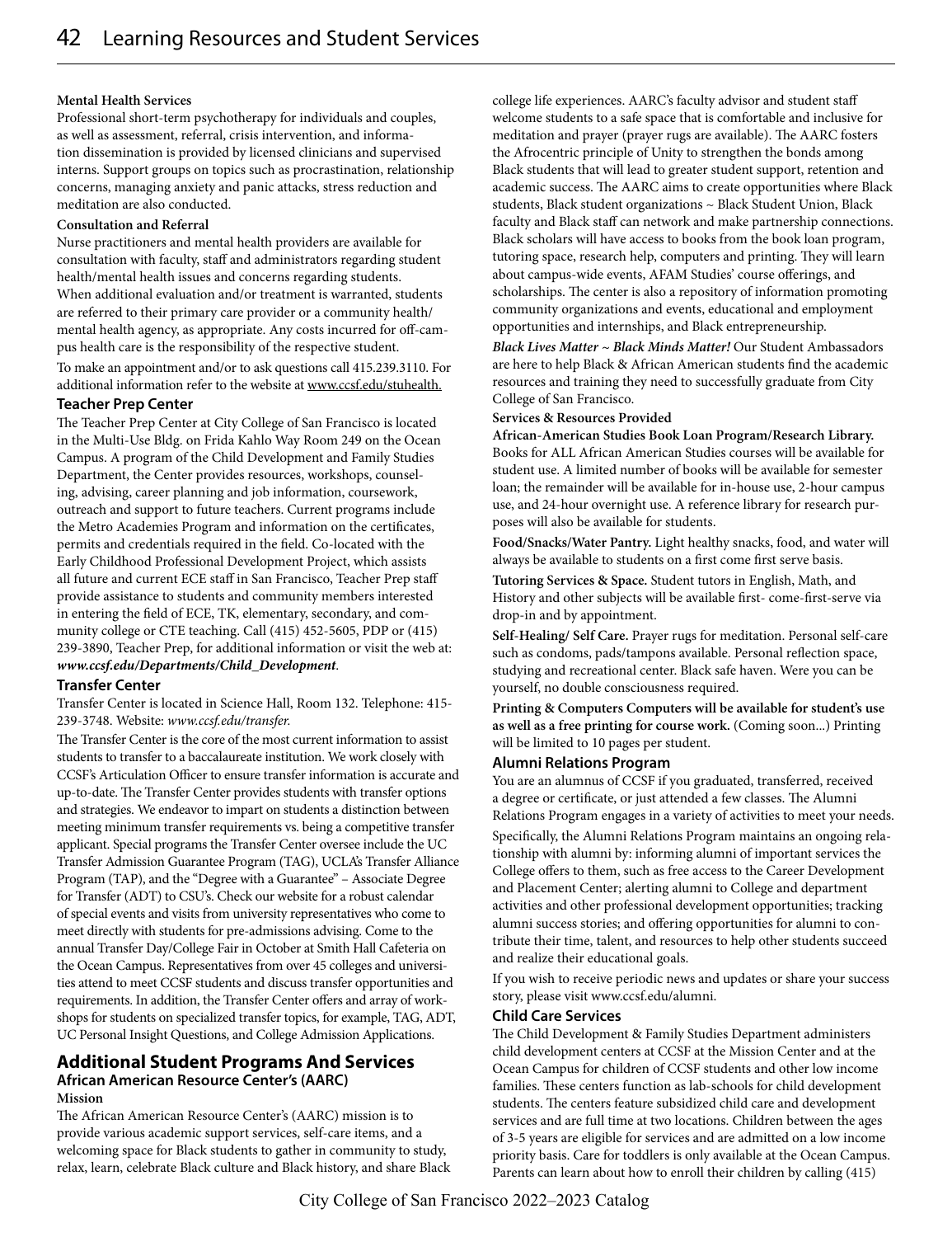**Mental Health Services**

Professional short-term psychotherapy for individuals and couples, as well as assessment, referral, crisis intervention, and information dissemination is provided by licensed clinicians and supervised interns. Support groups on topics such as procrastination, relationship concerns, managing anxiety and panic attacks, stress reduction and meditation are also conducted.

**Consultation and Referral**

Nurse practitioners and mental health providers are available for consultation with faculty, staff and administrators regarding student health/mental health issues and concerns regarding students. When additional evaluation and/or treatment is warranted, students are referred to their primary care provider or a community health/mental health agency, as appropriate. Any costs incurred for off-campus health care is the responsibility of the respective student.

To make an appointment and/or to ask questions call 415.239.3110. For additional information refer to the website at www.ccsf.edu/stuhealth.

### Teacher Prep Center

The Teacher Prep Center at City College of San Francisco is located in the Multi-Use Bldg. on Frida Kahlo Way Room 249 on the Ocean Campus. A program of the Child Development and Family Studies Department, the Center provides resources, workshops, counseling, advising, career planning and job information, coursework, outreach and support to future teachers. Current programs include the Metro Academies Program and information on the certificates, permits and credentials required in the field. Co-located with the Early Childhood Professional Development Project, which assists all future and current ECE staff in San Francisco, Teacher Prep staff provide assistance to students and community members interested in entering the field of ECE, TK, elementary, secondary, and community college or CTE teaching. Call (415) 452-5605, PDP or (415) 239-3890, Teacher Prep, for additional information or visit the web at: ***www.ccsf.edu/Departments/Child_Development***.

### Transfer Center

Transfer Center is located in Science Hall, Room 132. Telephone: 415-239-3748. Website: *www.ccsf.edu/transfer.*

The Transfer Center is the core of the most current information to assist students to transfer to a baccalaureate institution. We work closely with CCSF's Articulation Officer to ensure transfer information is accurate and up-to-date. The Transfer Center provides students with transfer options and strategies. We endeavor to impart on students a distinction between meeting minimum transfer requirements vs. being a competitive transfer applicant. Special programs the Transfer Center oversee include the UC Transfer Admission Guarantee Program (TAG), UCLA's Transfer Alliance Program (TAP), and the "Degree with a Guarantee" – Associate Degree for Transfer (ADT) to CSU's. Check our website for a robust calendar of special events and visits from university representatives who come to meet directly with students for pre-admissions advising. Come to the annual Transfer Day/College Fair in October at Smith Hall Cafeteria on the Ocean Campus. Representatives from over 45 colleges and universities attend to meet CCSF students and discuss transfer opportunities and requirements. In addition, the Transfer Center offers and array of workshops for students on specialized transfer topics, for example, TAG, ADT, UC Personal Insight Questions, and College Admission Applications.

## Additional Student Programs And Services

### African American Resource Center's (AARC)

**Mission**

The African American Resource Center's (AARC) mission is to provide various academic support services, self-care items, and a welcoming space for Black students to gather in community to study, relax, learn, celebrate Black culture and Black history, and share Black college life experiences. AARC's faculty advisor and student staff welcome students to a safe space that is comfortable and inclusive for meditation and prayer (prayer rugs are available). The AARC fosters the Afrocentric principle of Unity to strengthen the bonds among Black students that will lead to greater student support, retention and academic success. The AARC aims to create opportunities where Black students, Black student organizations ~ Black Student Union, Black faculty and Black staff can network and make partnership connections. Black scholars will have access to books from the book loan program, tutoring space, research help, computers and printing. They will learn about campus-wide events, AFAM Studies' course offerings, and scholarships. The center is also a repository of information promoting community organizations and events, educational and employment opportunities and internships, and Black entrepreneurship.

***Black Lives Matter ~ Black Minds Matter!*** Our Student Ambassadors are here to help Black & African American students find the academic resources and training they need to successfully graduate from City College of San Francisco.

**Services & Resources Provided**

**African-American Studies Book Loan Program/Research Library.** Books for ALL African American Studies courses will be available for student use. A limited number of books will be available for semester loan; the remainder will be available for in-house use, 2-hour campus use, and 24-hour overnight use. A reference library for research purposes will also be available for students.

**Food/Snacks/Water Pantry.** Light healthy snacks, food, and water will always be available to students on a first come first serve basis.

**Tutoring Services & Space.** Student tutors in English, Math, and History and other subjects will be available first- come-first-serve via drop-in and by appointment.

**Self-Healing/ Self Care.** Prayer rugs for meditation. Personal self-care such as condoms, pads/tampons available. Personal reflection space, studying and recreational center. Black safe haven. Were you can be yourself, no double consciousness required.

**Printing & Computers Computers will be available for student's use as well as a free printing for course work.** (Coming soon...) Printing will be limited to 10 pages per student.

### Alumni Relations Program

You are an alumnus of CCSF if you graduated, transferred, received a degree or certificate, or just attended a few classes. The Alumni Relations Program engages in a variety of activities to meet your needs.

Specifically, the Alumni Relations Program maintains an ongoing relationship with alumni by: informing alumni of important services the College offers to them, such as free access to the Career Development and Placement Center; alerting alumni to College and department activities and other professional development opportunities; tracking alumni success stories; and offering opportunities for alumni to contribute their time, talent, and resources to help other students succeed and realize their educational goals.

If you wish to receive periodic news and updates or share your success story, please visit www.ccsf.edu/alumni.

### Child Care Services

The Child Development & Family Studies Department administers child development centers at CCSF at the Mission Center and at the Ocean Campus for children of CCSF students and other low income families. These centers function as lab-schools for child development students. The centers feature subsidized child care and development services and are full time at two locations. Children between the ages of 3-5 years are eligible for services and are admitted on a low income priority basis. Care for toddlers is only available at the Ocean Campus. Parents can learn about how to enroll their children by calling (415)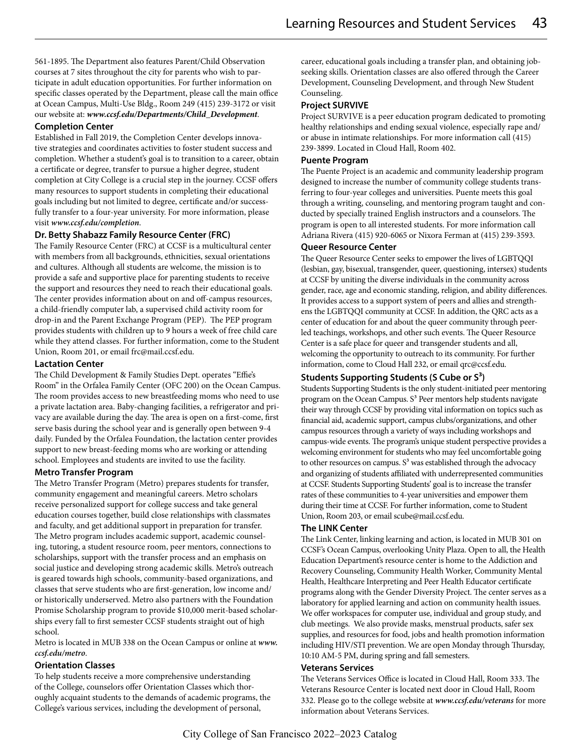561-1895. The Department also features Parent/Child Observation courses at 7 sites throughout the city for parents who wish to participate in adult education opportunities. For further information on specific classes operated by the Department, please call the main office at Ocean Campus, Multi-Use Bldg., Room 249 (415) 239-3172 or visit our website at: ***www.ccsf.edu/Departments/Child_Development***.

### Completion Center

Established in Fall 2019, the Completion Center develops innovative strategies and coordinates activities to foster student success and completion. Whether a student's goal is to transition to a career, obtain a certificate or degree, transfer to pursue a higher degree, student completion at City College is a crucial step in the journey. CCSF offers many resources to support students in completing their educational goals including but not limited to degree, certificate and/or successfully transfer to a four-year university. For more information, please visit ***www.ccsf.edu/completion***.

### Dr. Betty Shabazz Family Resource Center (FRC)

The Family Resource Center (FRC) at CCSF is a multicultural center with members from all backgrounds, ethnicities, sexual orientations and cultures. Although all students are welcome, the mission is to provide a safe and supportive place for parenting students to receive the support and resources they need to reach their educational goals. The center provides information about on and off-campus resources, a child-friendly computer lab, a supervised child activity room for drop-in and the Parent Exchange Program (PEP). The PEP program provides students with children up to 9 hours a week of free child care while they attend classes. For further information, come to the Student Union, Room 201, or email frc@mail.ccsf.edu.

### Lactation Center

The Child Development & Family Studies Dept. operates "Effie's Room" in the Orfalea Family Center (OFC 200) on the Ocean Campus. The room provides access to new breastfeeding moms who need to use a private lactation area. Baby-changing facilities, a refrigerator and privacy are available during the day. The area is open on a first-come, first serve basis during the school year and is generally open between 9-4 daily. Funded by the Orfalea Foundation, the lactation center provides support to new breast-feeding moms who are working or attending school. Employees and students are invited to use the facility.

### Metro Transfer Program

The Metro Transfer Program (Metro) prepares students for transfer, community engagement and meaningful careers. Metro scholars receive personalized support for college success and take general education courses together, build close relationships with classmates and faculty, and get additional support in preparation for transfer. The Metro program includes academic support, academic counseling, tutoring, a student resource room, peer mentors, connections to scholarships, support with the transfer process and an emphasis on social justice and developing strong academic skills. Metro's outreach is geared towards high schools, community-based organizations, and classes that serve students who are first-generation, low income and/or historically underserved. Metro also partners with the Foundation Promise Scholarship program to provide $10,000 merit-based scholarships every fall to first semester CCSF students straight out of high school.

Metro is located in MUB 338 on the Ocean Campus or online at ***www.ccsf.edu/metro***.

### Orientation Classes

To help students receive a more comprehensive understanding of the College, counselors offer Orientation Classes which thoroughly acquaint students to the demands of academic programs, the College's various services, including the development of personal, career, educational goals including a transfer plan, and obtaining job-seeking skills. Orientation classes are also offered through the Career Development, Counseling Development, and through New Student Counseling.

### Project SURVIVE

Project SURVIVE is a peer education program dedicated to promoting healthy relationships and ending sexual violence, especially rape and/or abuse in intimate relationships. For more information call (415) 239-3899. Located in Cloud Hall, Room 402.

### Puente Program

The Puente Project is an academic and community leadership program designed to increase the number of community college students transferring to four-year colleges and universities. Puente meets this goal through a writing, counseling, and mentoring program taught and conducted by specially trained English instructors and a counselors. The program is open to all interested students. For more information call Adriana Rivera (415) 920-6065 or Nixora Ferman at (415) 239-3593.

### Queer Resource Center

The Queer Resource Center seeks to empower the lives of LGBTQQI (lesbian, gay, bisexual, transgender, queer, questioning, intersex) students at CCSF by uniting the diverse individuals in the community across gender, race, age and economic standing, religion, and ability differences. It provides access to a support system of peers and allies and strengthens the LGBTQQI community at CCSF. In addition, the QRC acts as a center of education for and about the queer community through peer-led teachings, workshops, and other such events. The Queer Resource Center is a safe place for queer and transgender students and all, welcoming the opportunity to outreach to its community. For further information, come to Cloud Hall 232, or email qrc@ccsf.edu.

### Students Supporting Students (S Cube or S³)

Students Supporting Students is the only student-initiated peer mentoring program on the Ocean Campus. S³ Peer mentors help students navigate their way through CCSF by providing vital information on topics such as financial aid, academic support, campus clubs/organizations, and other campus resources through a variety of ways including workshops and campus-wide events. The program's unique student perspective provides a welcoming environment for students who may feel uncomfortable going to other resources on campus. S³ was established through the advocacy and organizing of students affiliated with underrepresented communities at CCSF. Students Supporting Students' goal is to increase the transfer rates of these communities to 4-year universities and empower them during their time at CCSF. For further information, come to Student Union, Room 203, or email scube@mail.ccsf.edu.

### The LINK Center

The Link Center, linking learning and action, is located in MUB 301 on CCSF's Ocean Campus, overlooking Unity Plaza. Open to all, the Health Education Department's resource center is home to the Addiction and Recovery Counseling, Community Health Worker, Community Mental Health, Healthcare Interpreting and Peer Health Educator certificate programs along with the Gender Diversity Project. The center serves as a laboratory for applied learning and action on community health issues. We offer workspaces for computer use, individual and group study, and club meetings. We also provide masks, menstrual products, safer sex supplies, and resources for food, jobs and health promotion information including HIV/STI prevention. We are open Monday through Thursday, 10:10 AM-5 PM, during spring and fall semesters.

### Veterans Services

The Veterans Services Office is located in Cloud Hall, Room 333. The Veterans Resource Center is located next door in Cloud Hall, Room 332. Please go to the college website at ***www.ccsf.edu/veterans*** for more information about Veterans Services.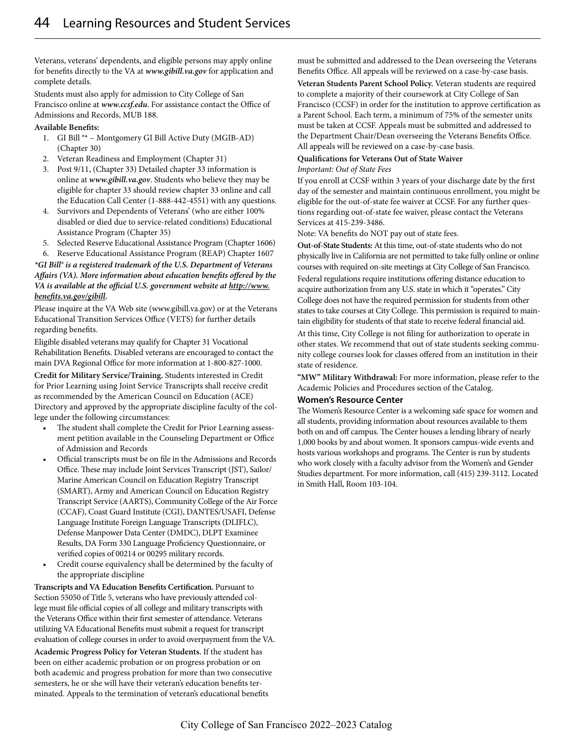Veterans, veterans' dependents, and eligible persons may apply online for benefits directly to the VA at ***www.gibill.va.gov*** for application and complete details.

Students must also apply for admission to City College of San Francisco online at ***www.ccsf.edu***. For assistance contact the Office of Admissions and Records, MUB 188.

**Available Benefits:**

1. GI Bill ®* – Montgomery GI Bill Active Duty (MGIB-AD) (Chapter 30)
2. Veteran Readiness and Employment (Chapter 31)
3. Post 9/11, (Chapter 33) Detailed chapter 33 information is online at ***www.gibill.va.gov***. Students who believe they may be eligible for chapter 33 should review chapter 33 online and call the Education Call Center (1-888-442-4551) with any questions.
4. Survivors and Dependents of Veterans' (who are either 100% disabled or died due to service-related conditions) Educational Assistance Program (Chapter 35)
5. Selected Reserve Educational Assistance Program (Chapter 1606)
6. Reserve Educational Assistance Program (REAP) Chapter 1607

***\*GI Bill® is a registered trademark of the U.S. Department of Veterans Affairs (VA). More information about education benefits offered by the VA is available at the official U.S. government website at http://www.benefits.va.gov/gibill.***

Please inquire at the VA Web site (www.gibill.va.gov) or at the Veterans Educational Transition Services Office (VETS) for further details regarding benefits.

Eligible disabled veterans may qualify for Chapter 31 Vocational Rehabilitation Benefits. Disabled veterans are encouraged to contact the main DVA Regional Office for more information at 1-800-827-1000.

**Credit for Military Service/Training.** Students interested in Credit for Prior Learning using Joint Service Transcripts shall receive credit as recommended by the American Council on Education (ACE) Directory and approved by the appropriate discipline faculty of the college under the following circumstances:

- The student shall complete the Credit for Prior Learning assessment petition available in the Counseling Department or Office of Admission and Records
- Official transcripts must be on file in the Admissions and Records Office. These may include Joint Services Transcript (JST), Sailor/Marine American Council on Education Registry Transcript (SMART), Army and American Council on Education Registry Transcript Service (AARTS), Community College of the Air Force (CCAF), Coast Guard Institute (CGI), DANTES/USAFI, Defense Language Institute Foreign Language Transcripts (DLIFLC), Defense Manpower Data Center (DMDC), DLPT Examinee Results, DA Form 330 Language Proficiency Questionnaire, or verified copies of 00214 or 00295 military records.
- Credit course equivalency shall be determined by the faculty of the appropriate discipline

**Transcripts and VA Education Benefits Certification.** Pursuant to Section 55050 of Title 5, veterans who have previously attended college must file official copies of all college and military transcripts with the Veterans Office within their first semester of attendance. Veterans utilizing VA Educational Benefits must submit a request for transcript evaluation of college courses in order to avoid overpayment from the VA.

**Academic Progress Policy for Veteran Students.** If the student has been on either academic probation or on progress probation or on both academic and progress probation for more than two consecutive semesters, he or she will have their veteran's education benefits terminated. Appeals to the termination of veteran's educational benefits must be submitted and addressed to the Dean overseeing the Veterans Benefits Office. All appeals will be reviewed on a case-by-case basis.

**Veteran Students Parent School Policy.** Veteran students are required to complete a majority of their coursework at City College of San Francisco (CCSF) in order for the institution to approve certification as a Parent School. Each term, a minimum of 75% of the semester units must be taken at CCSF. Appeals must be submitted and addressed to the Department Chair/Dean overseeing the Veterans Benefits Office. All appeals will be reviewed on a case-by-case basis.

**Qualifications for Veterans Out of State Waiver**

*Important: Out of State Fees*

If you enroll at CCSF within 3 years of your discharge date by the first day of the semester and maintain continuous enrollment, you might be eligible for the out-of-state fee waiver at CCSF. For any further questions regarding out-of-state fee waiver, please contact the Veterans Services at 415-239-3486.

Note: VA benefits do NOT pay out of state fees.

**Out-of-State Students:** At this time, out-of-state students who do not physically live in California are not permitted to take fully online or online courses with required on-site meetings at City College of San Francisco.

Federal regulations require institutions offering distance education to acquire authorization from any U.S. state in which it "operates." City College does not have the required permission for students from other states to take courses at City College. This permission is required to maintain eligibility for students of that state to receive federal financial aid.

At this time, City College is not filing for authorization to operate in other states. We recommend that out of state students seeking community college courses look for classes offered from an institution in their state of residence.

**"MW" Military Withdrawal:** For more information, please refer to the Academic Policies and Procedures section of the Catalog.

### Women's Resource Center

The Women's Resource Center is a welcoming safe space for women and all students, providing information about resources available to them both on and off campus. The Center houses a lending library of nearly 1,000 books by and about women. It sponsors campus-wide events and hosts various workshops and programs. The Center is run by students who work closely with a faculty advisor from the Women's and Gender Studies department. For more information, call (415) 239-3112. Located in Smith Hall, Room 103-104.